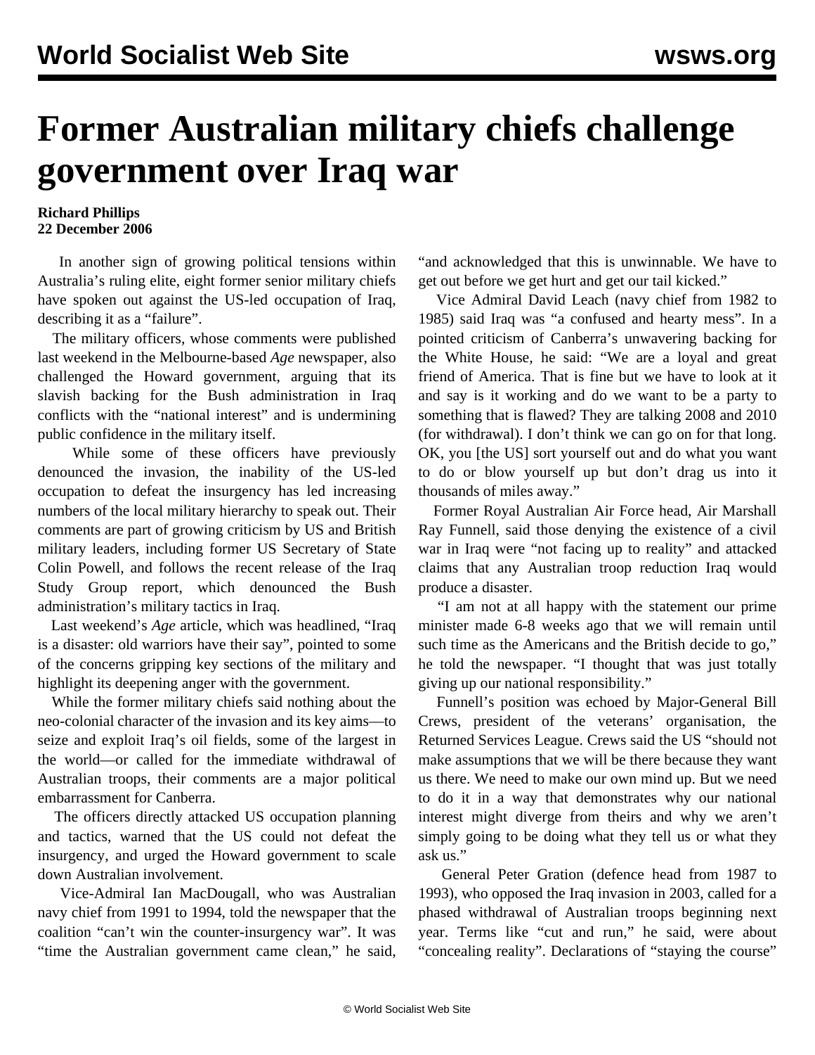# Former Australian military chiefs challenge government over Iraq war

**Richard Phillips**
**22 December 2006**

In another sign of growing political tensions within Australia's ruling elite, eight former senior military chiefs have spoken out against the US-led occupation of Iraq, describing it as a "failure".

The military officers, whose comments were published last weekend in the Melbourne-based *Age* newspaper, also challenged the Howard government, arguing that its slavish backing for the Bush administration in Iraq conflicts with the "national interest" and is undermining public confidence in the military itself.

While some of these officers have previously denounced the invasion, the inability of the US-led occupation to defeat the insurgency has led increasing numbers of the local military hierarchy to speak out. Their comments are part of growing criticism by US and British military leaders, including former US Secretary of State Colin Powell, and follows the recent release of the Iraq Study Group report, which denounced the Bush administration's military tactics in Iraq.

Last weekend's *Age* article, which was headlined, "Iraq is a disaster: old warriors have their say", pointed to some of the concerns gripping key sections of the military and highlight its deepening anger with the government.

While the former military chiefs said nothing about the neo-colonial character of the invasion and its key aims—to seize and exploit Iraq's oil fields, some of the largest in the world—or called for the immediate withdrawal of Australian troops, their comments are a major political embarrassment for Canberra.

The officers directly attacked US occupation planning and tactics, warned that the US could not defeat the insurgency, and urged the Howard government to scale down Australian involvement.

Vice-Admiral Ian MacDougall, who was Australian navy chief from 1991 to 1994, told the newspaper that the coalition "can't win the counter-insurgency war". It was "time the Australian government came clean," he said, "and acknowledged that this is unwinnable. We have to get out before we get hurt and get our tail kicked."

Vice Admiral David Leach (navy chief from 1982 to 1985) said Iraq was "a confused and hearty mess". In a pointed criticism of Canberra's unwavering backing for the White House, he said: "We are a loyal and great friend of America. That is fine but we have to look at it and say is it working and do we want to be a party to something that is flawed? They are talking 2008 and 2010 (for withdrawal). I don't think we can go on for that long. OK, you [the US] sort yourself out and do what you want to do or blow yourself up but don't drag us into it thousands of miles away."

Former Royal Australian Air Force head, Air Marshall Ray Funnell, said those denying the existence of a civil war in Iraq were "not facing up to reality" and attacked claims that any Australian troop reduction Iraq would produce a disaster.

"I am not at all happy with the statement our prime minister made 6-8 weeks ago that we will remain until such time as the Americans and the British decide to go," he told the newspaper. "I thought that was just totally giving up our national responsibility."

Funnell's position was echoed by Major-General Bill Crews, president of the veterans' organisation, the Returned Services League. Crews said the US "should not make assumptions that we will be there because they want us there. We need to make our own mind up. But we need to do it in a way that demonstrates why our national interest might diverge from theirs and why we aren't simply going to be doing what they tell us or what they ask us."

General Peter Gration (defence head from 1987 to 1993), who opposed the Iraq invasion in 2003, called for a phased withdrawal of Australian troops beginning next year. Terms like "cut and run," he said, were about "concealing reality". Declarations of "staying the course"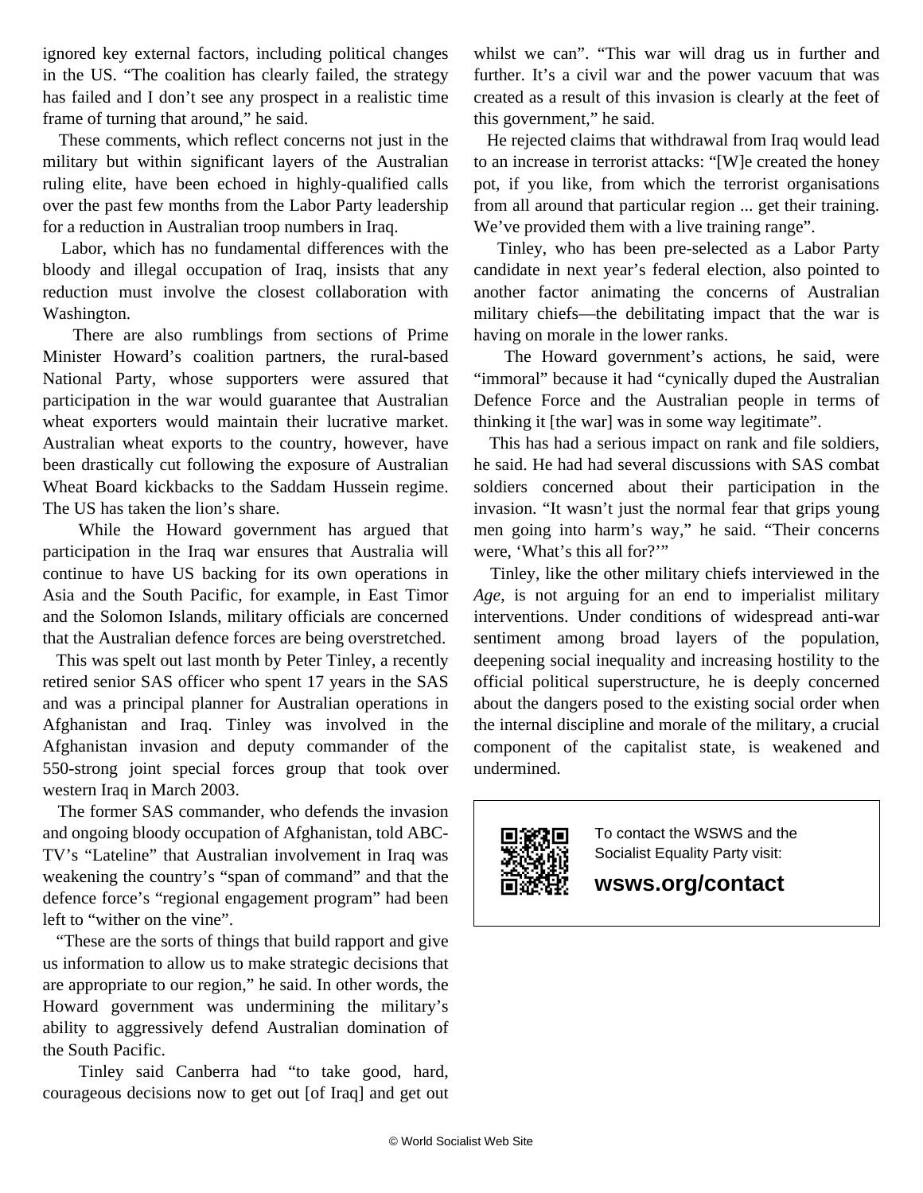ignored key external factors, including political changes in the US. "The coalition has clearly failed, the strategy has failed and I don't see any prospect in a realistic time frame of turning that around," he said.

These comments, which reflect concerns not just in the military but within significant layers of the Australian ruling elite, have been echoed in highly-qualified calls over the past few months from the Labor Party leadership for a reduction in Australian troop numbers in Iraq.

Labor, which has no fundamental differences with the bloody and illegal occupation of Iraq, insists that any reduction must involve the closest collaboration with Washington.

There are also rumblings from sections of Prime Minister Howard's coalition partners, the rural-based National Party, whose supporters were assured that participation in the war would guarantee that Australian wheat exporters would maintain their lucrative market. Australian wheat exports to the country, however, have been drastically cut following the exposure of Australian Wheat Board kickbacks to the Saddam Hussein regime. The US has taken the lion's share.

While the Howard government has argued that participation in the Iraq war ensures that Australia will continue to have US backing for its own operations in Asia and the South Pacific, for example, in East Timor and the Solomon Islands, military officials are concerned that the Australian defence forces are being overstretched.

This was spelt out last month by Peter Tinley, a recently retired senior SAS officer who spent 17 years in the SAS and was a principal planner for Australian operations in Afghanistan and Iraq. Tinley was involved in the Afghanistan invasion and deputy commander of the 550-strong joint special forces group that took over western Iraq in March 2003.

The former SAS commander, who defends the invasion and ongoing bloody occupation of Afghanistan, told ABC-TV's "Lateline" that Australian involvement in Iraq was weakening the country's "span of command" and that the defence force's "regional engagement program" had been left to "wither on the vine".

"These are the sorts of things that build rapport and give us information to allow us to make strategic decisions that are appropriate to our region," he said. In other words, the Howard government was undermining the military's ability to aggressively defend Australian domination of the South Pacific.

Tinley said Canberra had "to take good, hard, courageous decisions now to get out [of Iraq] and get out whilst we can". "This war will drag us in further and further. It's a civil war and the power vacuum that was created as a result of this invasion is clearly at the feet of this government," he said.

He rejected claims that withdrawal from Iraq would lead to an increase in terrorist attacks: "[W]e created the honey pot, if you like, from which the terrorist organisations from all around that particular region ... get their training. We've provided them with a live training range".

Tinley, who has been pre-selected as a Labor Party candidate in next year's federal election, also pointed to another factor animating the concerns of Australian military chiefs—the debilitating impact that the war is having on morale in the lower ranks.

The Howard government's actions, he said, were "immoral" because it had "cynically duped the Australian Defence Force and the Australian people in terms of thinking it [the war] was in some way legitimate".

This has had a serious impact on rank and file soldiers, he said. He had had several discussions with SAS combat soldiers concerned about their participation in the invasion. "It wasn't just the normal fear that grips young men going into harm's way," he said. "Their concerns were, 'What's this all for?'"

Tinley, like the other military chiefs interviewed in the *Age*, is not arguing for an end to imperialist military interventions. Under conditions of widespread anti-war sentiment among broad layers of the population, deepening social inequality and increasing hostility to the official political superstructure, he is deeply concerned about the dangers posed to the existing social order when the internal discipline and morale of the military, a crucial component of the capitalist state, is weakened and undermined.

To contact the WSWS and the Socialist Equality Party visit:

**wsws.org/contact**